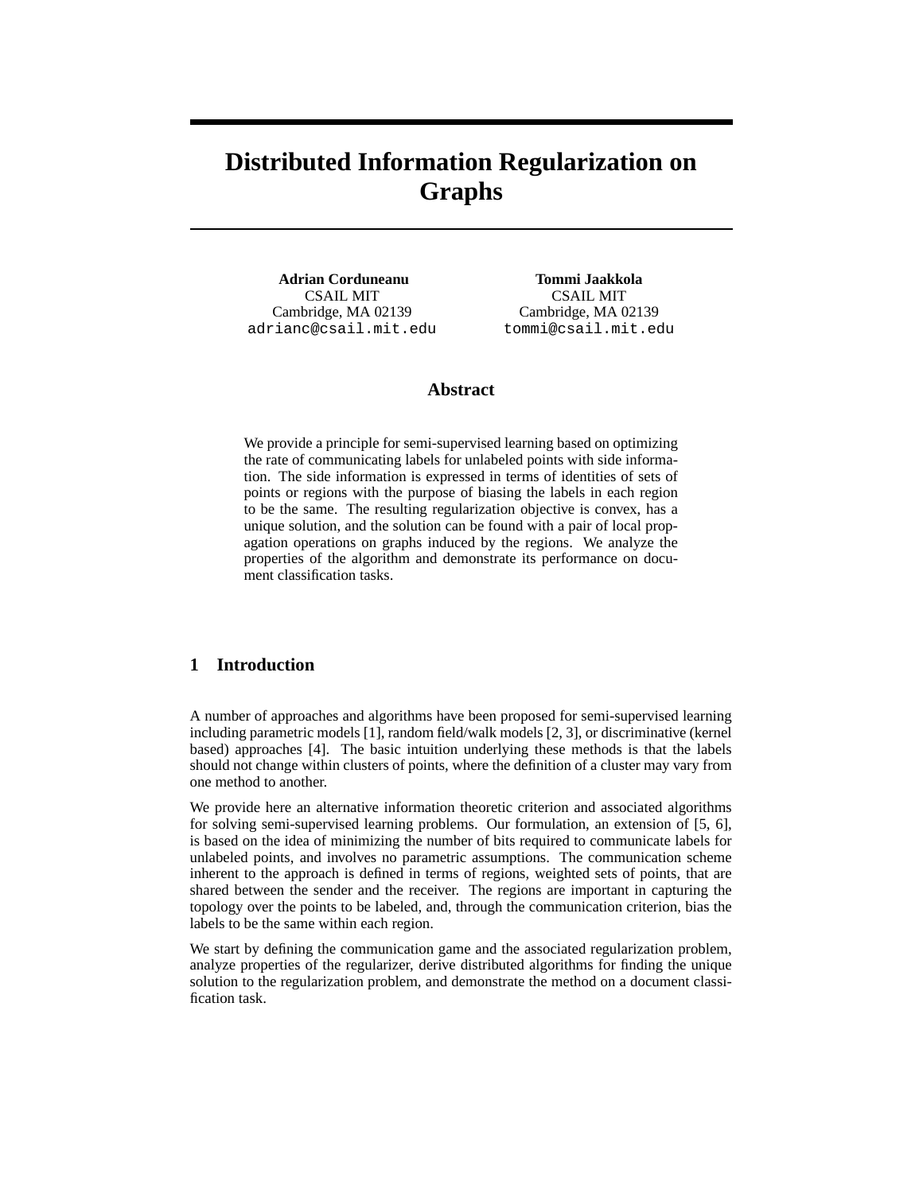# Distributed Information Regularization on Graphs

**Adrian Corduneanu**
CSAIL MIT
Cambridge, MA 02139
adrianc@csail.mit.edu

**Tommi Jaakkola**
CSAIL MIT
Cambridge, MA 02139
tommi@csail.mit.edu

## Abstract

We provide a principle for semi-supervised learning based on optimizing the rate of communicating labels for unlabeled points with side information. The side information is expressed in terms of identities of sets of points or regions with the purpose of biasing the labels in each region to be the same. The resulting regularization objective is convex, has a unique solution, and the solution can be found with a pair of local propagation operations on graphs induced by the regions. We analyze the properties of the algorithm and demonstrate its performance on document classification tasks.

## 1 Introduction

A number of approaches and algorithms have been proposed for semi-supervised learning including parametric models [1], random field/walk models [2, 3], or discriminative (kernel based) approaches [4]. The basic intuition underlying these methods is that the labels should not change within clusters of points, where the definition of a cluster may vary from one method to another.

We provide here an alternative information theoretic criterion and associated algorithms for solving semi-supervised learning problems. Our formulation, an extension of [5, 6], is based on the idea of minimizing the number of bits required to communicate labels for unlabeled points, and involves no parametric assumptions. The communication scheme inherent to the approach is defined in terms of regions, weighted sets of points, that are shared between the sender and the receiver. The regions are important in capturing the topology over the points to be labeled, and, through the communication criterion, bias the labels to be the same within each region.

We start by defining the communication game and the associated regularization problem, analyze properties of the regularizer, derive distributed algorithms for finding the unique solution to the regularization problem, and demonstrate the method on a document classification task.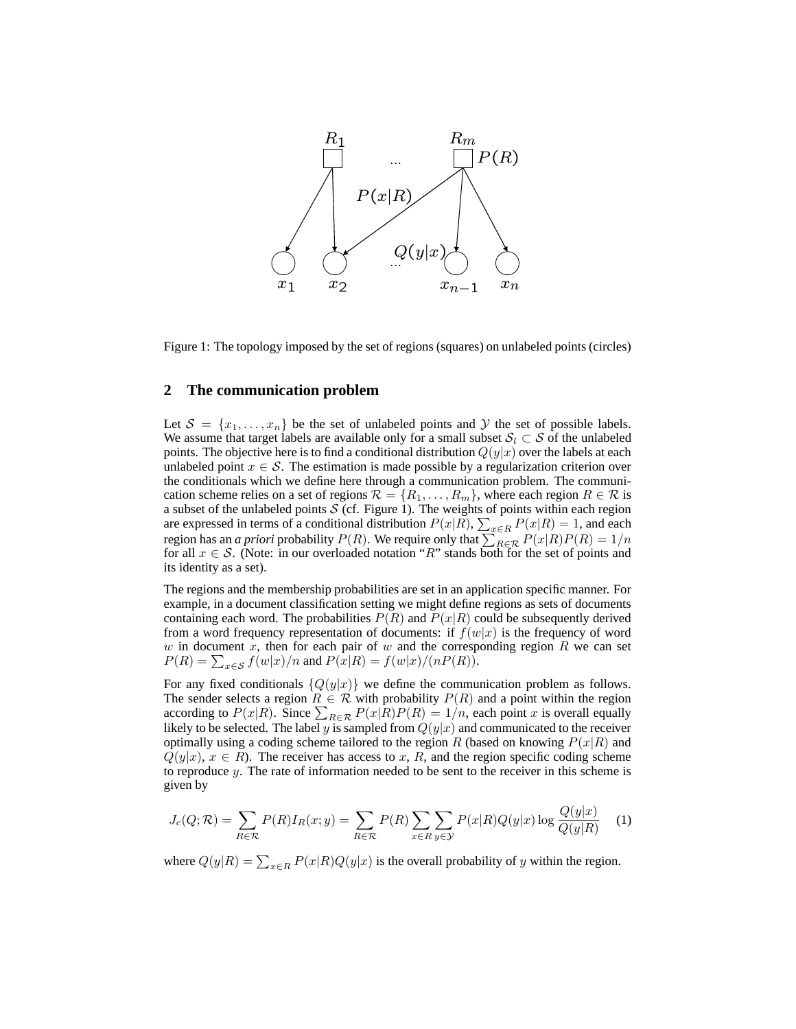Figure 1: The topology imposed by the set of regions (squares) on unlabeled points (circles)

## 2 The communication problem

Let $\mathcal{S} = \{x_1, \ldots, x_n\}$ be the set of unlabeled points and $\mathcal{Y}$ the set of possible labels. We assume that target labels are available only for a small subset $\mathcal{S}_l \subset \mathcal{S}$ of the unlabeled points. The objective here is to find a conditional distribution $Q(y|x)$ over the labels at each unlabeled point $x \in \mathcal{S}$. The estimation is made possible by a regularization criterion over the conditionals which we define here through a communication problem. The communication scheme relies on a set of regions $\mathcal{R} = \{R_1, \ldots, R_m\}$, where each region $R \in \mathcal{R}$ is a subset of the unlabeled points $\mathcal{S}$ (cf. Figure 1). The weights of points within each region are expressed in terms of a conditional distribution $P(x|R)$, $\sum_{x \in R} P(x|R) = 1$, and each region has an *a priori* probability $P(R)$. We require only that $\sum_{R \in \mathcal{R}} P(x|R)P(R) = 1/n$ for all $x \in \mathcal{S}$. (Note: in our overloaded notation "$R$" stands both for the set of points and its identity as a set).

The regions and the membership probabilities are set in an application specific manner. For example, in a document classification setting we might define regions as sets of documents containing each word. The probabilities $P(R)$ and $P(x|R)$ could be subsequently derived from a word frequency representation of documents: if $f(w|x)$ is the frequency of word $w$ in document $x$, then for each pair of $w$ and the corresponding region $R$ we can set $P(R) = \sum_{x \in \mathcal{S}} f(w|x)/n$ and $P(x|R) = f(w|x)/(nP(R))$.

For any fixed conditionals $\{Q(y|x)\}$ we define the communication problem as follows. The sender selects a region $R \in \mathcal{R}$ with probability $P(R)$ and a point within the region according to $P(x|R)$. Since $\sum_{R \in \mathcal{R}} P(x|R)P(R) = 1/n$, each point $x$ is overall equally likely to be selected. The label $y$ is sampled from $Q(y|x)$ and communicated to the receiver optimally using a coding scheme tailored to the region $R$ (based on knowing $P(x|R)$ and $Q(y|x)$, $x \in R$). The receiver has access to $x$, $R$, and the region specific coding scheme to reproduce $y$. The rate of information needed to be sent to the receiver in this scheme is given by

$$J_c(Q; \mathcal{R}) = \sum_{R \in \mathcal{R}} P(R) I_R(x; y) = \sum_{R \in \mathcal{R}} P(R) \sum_{x \in R} \sum_{y \in \mathcal{Y}} P(x|R) Q(y|x) \log \frac{Q(y|x)}{Q(y|R)} \quad (1)$$

where $Q(y|R) = \sum_{x \in R} P(x|R) Q(y|x)$ is the overall probability of $y$ within the region.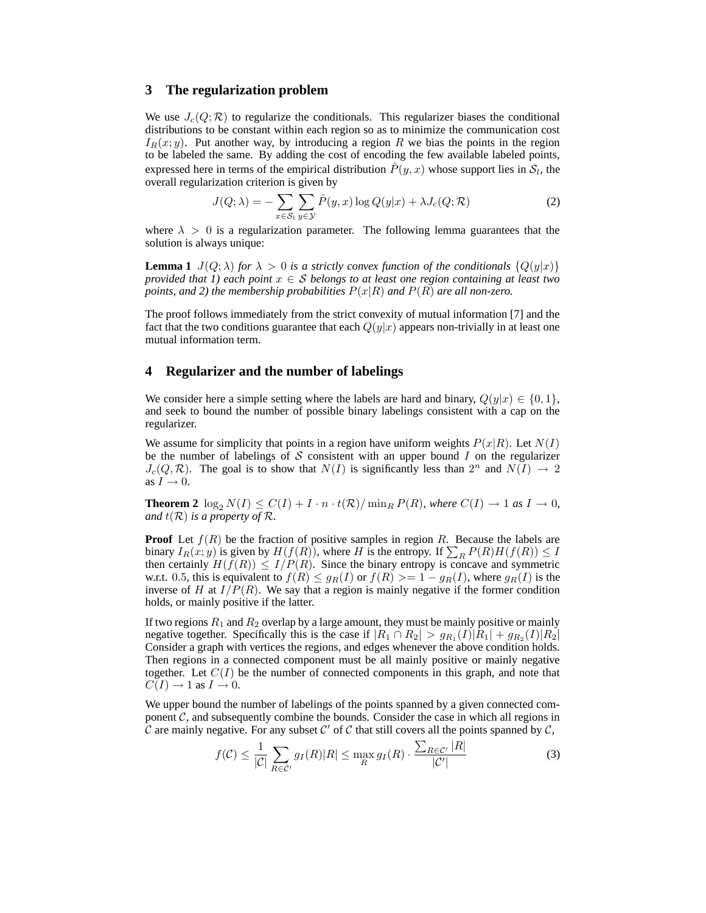## 3 The regularization problem

We use $J_c(Q;\mathcal{R})$ to regularize the conditionals. This regularizer biases the conditional distributions to be constant within each region so as to minimize the communication cost $I_R(x;y)$. Put another way, by introducing a region $R$ we bias the points in the region to be labeled the same. By adding the cost of encoding the few available labeled points, expressed here in terms of the empirical distribution $\hat{P}(y,x)$ whose support lies in $\mathcal{S}_l$, the overall regularization criterion is given by

$$J(Q;\lambda) = -\sum_{x\in\mathcal{S}_l}\sum_{y\in\mathcal{Y}} \hat{P}(y,x)\log Q(y|x) + \lambda J_c(Q;\mathcal{R}) \tag{2}$$

where $\lambda > 0$ is a regularization parameter. The following lemma guarantees that the solution is always unique:

**Lemma 1** *$J(Q;\lambda)$ for $\lambda > 0$ is a strictly convex function of the conditionals $\{Q(y|x)\}$ provided that 1) each point $x \in \mathcal{S}$ belongs to at least one region containing at least two points, and 2) the membership probabilities $P(x|R)$ and $P(R)$ are all non-zero.*

The proof follows immediately from the strict convexity of mutual information [7] and the fact that the two conditions guarantee that each $Q(y|x)$ appears non-trivially in at least one mutual information term.

## 4 Regularizer and the number of labelings

We consider here a simple setting where the labels are hard and binary, $Q(y|x) \in \{0,1\}$, and seek to bound the number of possible binary labelings consistent with a cap on the regularizer.

We assume for simplicity that points in a region have uniform weights $P(x|R)$. Let $N(I)$ be the number of labelings of $\mathcal{S}$ consistent with an upper bound $I$ on the regularizer $J_c(Q,\mathcal{R})$. The goal is to show that $N(I)$ is significantly less than $2^n$ and $N(I) \to 2$ as $I \to 0$.

**Theorem 2** *$\log_2 N(I) \le C(I) + I \cdot n \cdot t(\mathcal{R})/\min_R P(R)$, where $C(I) \to 1$ as $I \to 0$, and $t(\mathcal{R})$ is a property of $\mathcal{R}$.*

**Proof** Let $f(R)$ be the fraction of positive samples in region $R$. Because the labels are binary $I_R(x;y)$ is given by $H(f(R))$, where $H$ is the entropy. If $\sum_R P(R)H(f(R)) \le I$ then certainly $H(f(R)) \le I/P(R)$. Since the binary entropy is concave and symmetric w.r.t. $0.5$, this is equivalent to $f(R) \le g_R(I)$ or $f(R) >= 1 - g_R(I)$, where $g_R(I)$ is the inverse of $H$ at $I/P(R)$. We say that a region is mainly negative if the former condition holds, or mainly positive if the latter.

If two regions $R_1$ and $R_2$ overlap by a large amount, they must be mainly positive or mainly negative together. Specifically this is the case if $|R_1 \cap R_2| > g_{R_1}(I)|R_1| + g_{R_2}(I)|R_2|$ Consider a graph with vertices the regions, and edges whenever the above condition holds. Then regions in a connected component must be all mainly positive or mainly negative together. Let $C(I)$ be the number of connected components in this graph, and note that $C(I) \to 1$ as $I \to 0$.

We upper bound the number of labelings of the points spanned by a given connected component $\mathcal{C}$, and subsequently combine the bounds. Consider the case in which all regions in $\mathcal{C}$ are mainly negative. For any subset $\mathcal{C}'$ of $\mathcal{C}$ that still covers all the points spanned by $\mathcal{C}$,

$$f(\mathcal{C}) \le \frac{1}{|\mathcal{C}|}\sum_{R\in\mathcal{C}'} g_I(R)|R| \le \max_R g_I(R) \cdot \frac{\sum_{R\in\mathcal{C}'}|R|}{|\mathcal{C}'|} \tag{3}$$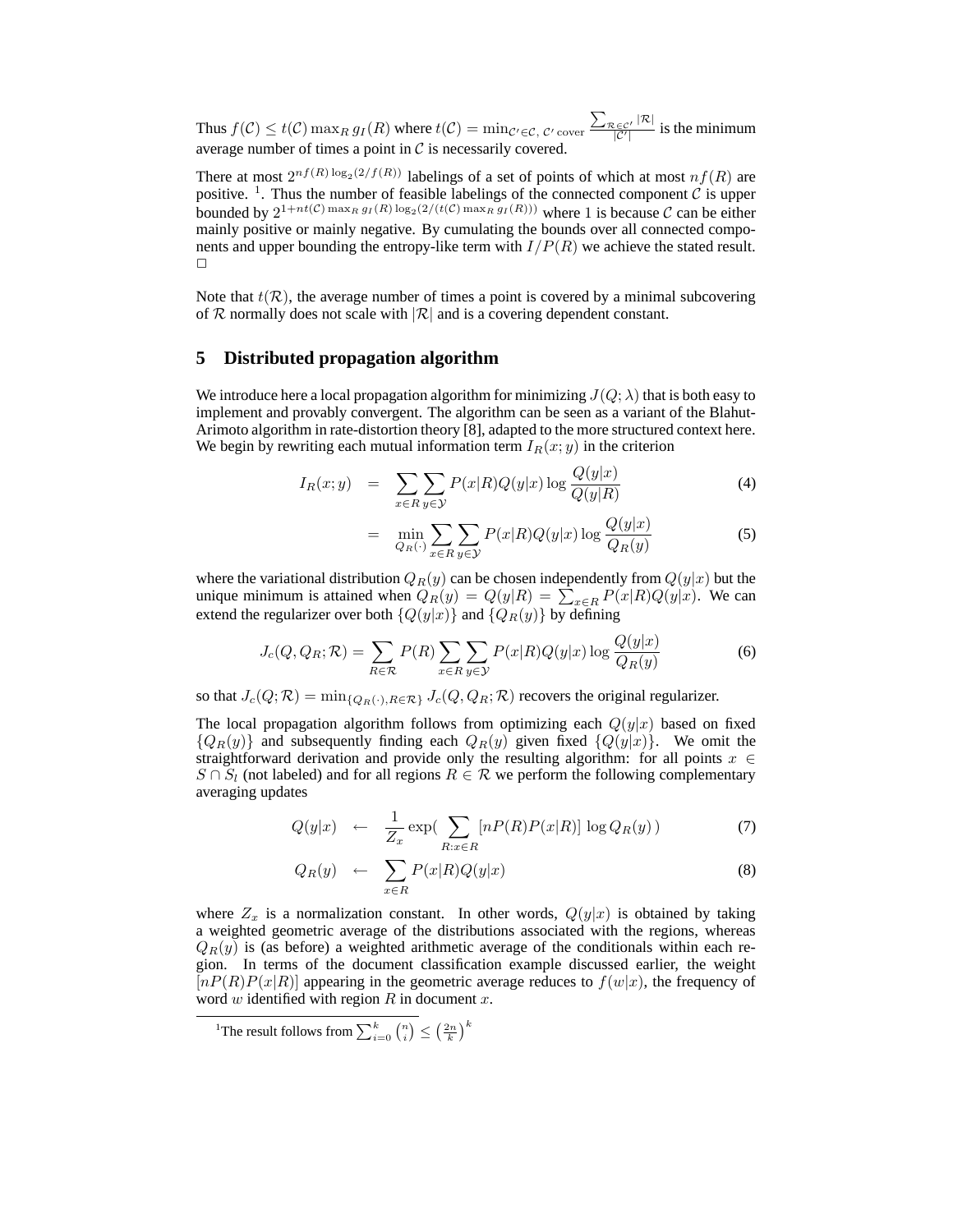Thus $f(\mathcal{C}) \leq t(\mathcal{C}) \max_R g_I(R)$ where $t(\mathcal{C}) = \min_{\mathcal{C}' \in \mathcal{C},\, \mathcal{C}' \text{ cover}} \frac{\sum_{\mathcal{R} \in \mathcal{C}'} |\mathcal{R}|}{|\mathcal{C}'|}$ is the minimum average number of times a point in $\mathcal{C}$ is necessarily covered.

There at most $2^{nf(R)\log_2(2/f(R))}$ labelings of a set of points of which at most $nf(R)$ are positive. [1]. Thus the number of feasible labelings of the connected component $\mathcal{C}$ is upper bounded by $2^{1+nt(\mathcal{C})\max_R g_I(R)\log_2(2/(t(\mathcal{C})\max_R g_I(R)))}$ where 1 is because $\mathcal{C}$ can be either mainly positive or mainly negative. By cumulating the bounds over all connected components and upper bounding the entropy-like term with $I/P(R)$ we achieve the stated result. □

Note that $t(\mathcal{R})$, the average number of times a point is covered by a minimal subcovering of $\mathcal{R}$ normally does not scale with $|\mathcal{R}|$ and is a covering dependent constant.

## 5 Distributed propagation algorithm

We introduce here a local propagation algorithm for minimizing $J(Q;\lambda)$ that is both easy to implement and provably convergent. The algorithm can be seen as a variant of the Blahut-Arimoto algorithm in rate-distortion theory [8], adapted to the more structured context here. We begin by rewriting each mutual information term $I_R(x;y)$ in the criterion

$$
\begin{aligned}
I_R(x;y) &= \sum_{x \in R} \sum_{y \in \mathcal{Y}} P(x|R) Q(y|x) \log \frac{Q(y|x)}{Q(y|R)} &(4)\\
&= \min_{Q_R(\cdot)} \sum_{x \in R} \sum_{y \in \mathcal{Y}} P(x|R) Q(y|x) \log \frac{Q(y|x)}{Q_R(y)} &(5)
\end{aligned}
$$

where the variational distribution $Q_R(y)$ can be chosen independently from $Q(y|x)$ but the unique minimum is attained when $Q_R(y) = Q(y|R) = \sum_{x \in R} P(x|R)Q(y|x)$. We can extend the regularizer over both $\{Q(y|x)\}$ and $\{Q_R(y)\}$ by defining

$$
J_c(Q, Q_R; \mathcal{R}) = \sum_{R \in \mathcal{R}} P(R) \sum_{x \in R} \sum_{y \in \mathcal{Y}} P(x|R) Q(y|x) \log \frac{Q(y|x)}{Q_R(y)} \tag{6}
$$

so that $J_c(Q;\mathcal{R}) = \min_{\{Q_R(\cdot), R \in \mathcal{R}\}} J_c(Q, Q_R; \mathcal{R})$ recovers the original regularizer.

The local propagation algorithm follows from optimizing each $Q(y|x)$ based on fixed $\{Q_R(y)\}$ and subsequently finding each $Q_R(y)$ given fixed $\{Q(y|x)\}$. We omit the straightforward derivation and provide only the resulting algorithm: for all points $x \in S \cap S_l$ (not labeled) and for all regions $R \in \mathcal{R}$ we perform the following complementary averaging updates

$$
\begin{aligned}
Q(y|x) &\leftarrow \frac{1}{Z_x} \exp\Big( \sum_{R: x \in R} [nP(R)P(x|R)] \log Q_R(y) \Big) &(7)\\
Q_R(y) &\leftarrow \sum_{x \in R} P(x|R) Q(y|x) &(8)
\end{aligned}
$$

where $Z_x$ is a normalization constant. In other words, $Q(y|x)$ is obtained by taking a weighted geometric average of the distributions associated with the regions, whereas $Q_R(y)$ is (as before) a weighted arithmetic average of the conditionals within each region. In terms of the document classification example discussed earlier, the weight $[nP(R)P(x|R)]$ appearing in the geometric average reduces to $f(w|x)$, the frequency of word $w$ identified with region $R$ in document $x$.

[1] The result follows from $\sum_{i=0}^{k} \binom{n}{i} \leq \left(\frac{2n}{k}\right)^k$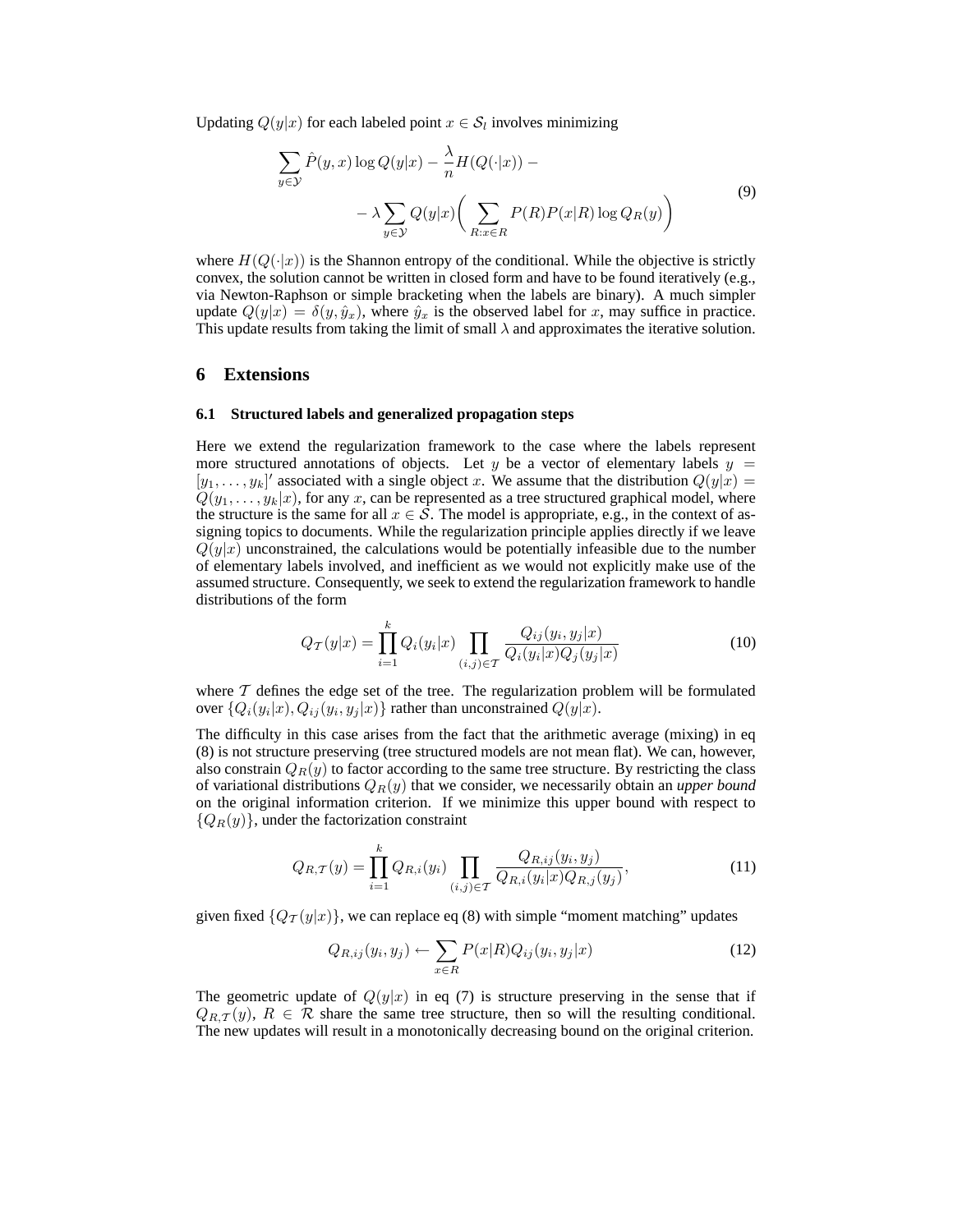Updating $Q(y|x)$ for each labeled point $x \in \mathcal{S}_l$ involves minimizing

$$\sum_{y \in \mathcal{Y}} \hat{P}(y, x) \log Q(y|x) - \frac{\lambda}{n} H(Q(\cdot|x)) - \\ - \lambda \sum_{y \in \mathcal{Y}} Q(y|x) \Bigg( \sum_{R : x \in R} P(R) P(x|R) \log Q_R(y) \Bigg) \tag{9}$$

where $H(Q(\cdot|x))$ is the Shannon entropy of the conditional. While the objective is strictly convex, the solution cannot be written in closed form and have to be found iteratively (e.g., via Newton-Raphson or simple bracketing when the labels are binary). A much simpler update $Q(y|x) = \delta(y, \hat{y}_x)$, where $\hat{y}_x$ is the observed label for $x$, may suffice in practice. This update results from taking the limit of small $\lambda$ and approximates the iterative solution.

## 6 Extensions

### 6.1 Structured labels and generalized propagation steps

Here we extend the regularization framework to the case where the labels represent more structured annotations of objects. Let $y$ be a vector of elementary labels $y = [y_1, \ldots, y_k]'$ associated with a single object $x$. We assume that the distribution $Q(y|x) = Q(y_1, \ldots, y_k|x)$, for any $x$, can be represented as a tree structured graphical model, where the structure is the same for all $x \in \mathcal{S}$. The model is appropriate, e.g., in the context of assigning topics to documents. While the regularization principle applies directly if we leave $Q(y|x)$ unconstrained, the calculations would be potentially infeasible due to the number of elementary labels involved, and inefficient as we would not explicitly make use of the assumed structure. Consequently, we seek to extend the regularization framework to handle distributions of the form

$$Q_{\mathcal{T}}(y|x) = \prod_{i=1}^{k} Q_i(y_i|x) \prod_{(i,j) \in \mathcal{T}} \frac{Q_{ij}(y_i, y_j|x)}{Q_i(y_i|x) Q_j(y_j|x)} \tag{10}$$

where $\mathcal{T}$ defines the edge set of the tree. The regularization problem will be formulated over $\{Q_i(y_i|x), Q_{ij}(y_i, y_j|x)\}$ rather than unconstrained $Q(y|x)$.

The difficulty in this case arises from the fact that the arithmetic average (mixing) in eq (8) is not structure preserving (tree structured models are not mean flat). We can, however, also constrain $Q_R(y)$ to factor according to the same tree structure. By restricting the class of variational distributions $Q_R(y)$ that we consider, we necessarily obtain an *upper bound* on the original information criterion. If we minimize this upper bound with respect to $\{Q_R(y)\}$, under the factorization constraint

$$Q_{R,\mathcal{T}}(y) = \prod_{i=1}^{k} Q_{R,i}(y_i) \prod_{(i,j) \in \mathcal{T}} \frac{Q_{R,ij}(y_i, y_j)}{Q_{R,i}(y_i|x) Q_{R,j}(y_j)}, \tag{11}$$

given fixed $\{Q_{\mathcal{T}}(y|x)\}$, we can replace eq (8) with simple "moment matching" updates

$$Q_{R,ij}(y_i, y_j) \leftarrow \sum_{x \in R} P(x|R) Q_{ij}(y_i, y_j|x) \tag{12}$$

The geometric update of $Q(y|x)$ in eq (7) is structure preserving in the sense that if $Q_{R,\mathcal{T}}(y)$, $R \in \mathcal{R}$ share the same tree structure, then so will the resulting conditional. The new updates will result in a monotonically decreasing bound on the original criterion.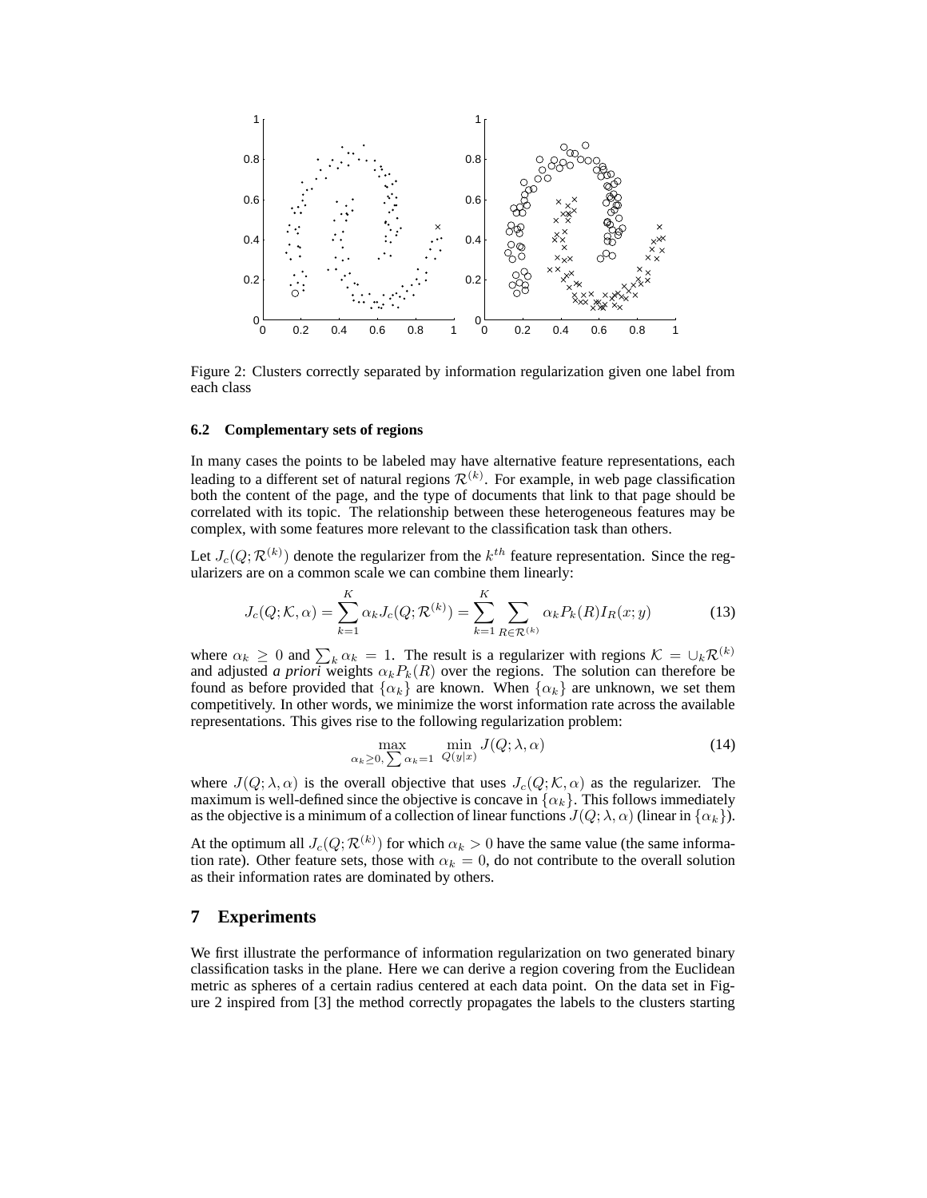Figure 2: Clusters correctly separated by information regularization given one label from each class

### 6.2 Complementary sets of regions

In many cases the points to be labeled may have alternative feature representations, each leading to a different set of natural regions $\mathcal{R}^{(k)}$. For example, in web page classification both the content of the page, and the type of documents that link to that page should be correlated with its topic. The relationship between these heterogeneous features may be complex, with some features more relevant to the classification task than others.

Let $J_c(Q; \mathcal{R}^{(k)})$ denote the regularizer from the $k^{th}$ feature representation. Since the regularizers are on a common scale we can combine them linearly:

$$J_c(Q; \mathcal{K}, \alpha) = \sum_{k=1}^{K} \alpha_k J_c(Q; \mathcal{R}^{(k)}) = \sum_{k=1}^{K} \sum_{R \in \mathcal{R}^{(k)}} \alpha_k P_k(R) I_R(x; y) \tag{13}$$

where $\alpha_k \geq 0$ and $\sum_k \alpha_k = 1$. The result is a regularizer with regions $\mathcal{K} = \cup_k \mathcal{R}^{(k)}$ and adjusted *a priori* weights $\alpha_k P_k(R)$ over the regions. The solution can therefore be found as before provided that $\{\alpha_k\}$ are known. When $\{\alpha_k\}$ are unknown, we set them competitively. In other words, we minimize the worst information rate across the available representations. This gives rise to the following regularization problem:

$$\max_{\alpha_k \geq 0, \sum \alpha_k = 1} \; \min_{Q(y|x)} J(Q; \lambda, \alpha) \tag{14}$$

where $J(Q; \lambda, \alpha)$ is the overall objective that uses $J_c(Q; \mathcal{K}, \alpha)$ as the regularizer. The maximum is well-defined since the objective is concave in $\{\alpha_k\}$. This follows immediately as the objective is a minimum of a collection of linear functions $J(Q; \lambda, \alpha)$ (linear in $\{\alpha_k\}$).

At the optimum all $J_c(Q; \mathcal{R}^{(k)})$ for which $\alpha_k > 0$ have the same value (the same information rate). Other feature sets, those with $\alpha_k = 0$, do not contribute to the overall solution as their information rates are dominated by others.

## 7 Experiments

We first illustrate the performance of information regularization on two generated binary classification tasks in the plane. Here we can derive a region covering from the Euclidean metric as spheres of a certain radius centered at each data point. On the data set in Figure 2 inspired from [3] the method correctly propagates the labels to the clusters starting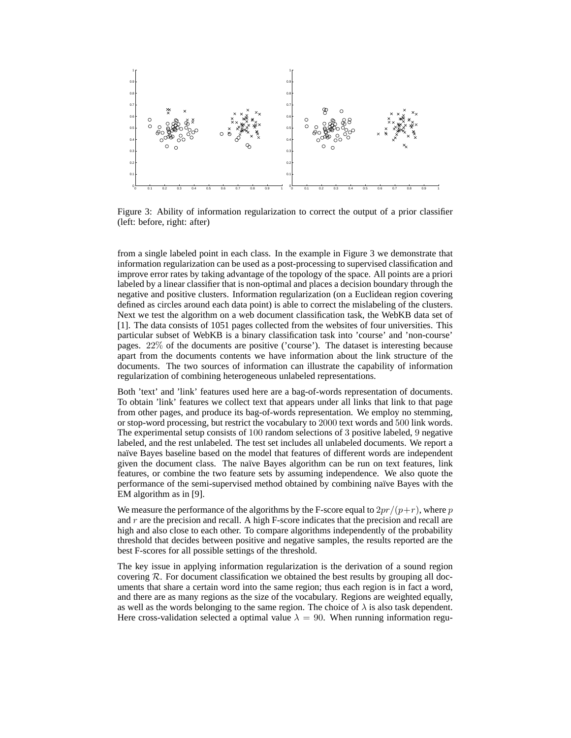Figure 3: Ability of information regularization to correct the output of a prior classifier (left: before, right: after)

from a single labeled point in each class. In the example in Figure 3 we demonstrate that information regularization can be used as a post-processing to supervised classification and improve error rates by taking advantage of the topology of the space. All points are a priori labeled by a linear classifier that is non-optimal and places a decision boundary through the negative and positive clusters. Information regularization (on a Euclidean region covering defined as circles around each data point) is able to correct the mislabeling of the clusters. Next we test the algorithm on a web document classification task, the WebKB data set of [1]. The data consists of 1051 pages collected from the websites of four universities. This particular subset of WebKB is a binary classification task into 'course' and 'non-course' pages. $22\%$ of the documents are positive ('course'). The dataset is interesting because apart from the documents contents we have information about the link structure of the documents. The two sources of information can illustrate the capability of information regularization of combining heterogeneous unlabeled representations.

Both 'text' and 'link' features used here are a bag-of-words representation of documents. To obtain 'link' features we collect text that appears under all links that link to that page from other pages, and produce its bag-of-words representation. We employ no stemming, or stop-word processing, but restrict the vocabulary to $2000$ text words and $500$ link words. The experimental setup consists of $100$ random selections of $3$ positive labeled, $9$ negative labeled, and the rest unlabeled. The test set includes all unlabeled documents. We report a naïve Bayes baseline based on the model that features of different words are independent given the document class. The naïve Bayes algorithm can be run on text features, link features, or combine the two feature sets by assuming independence. We also quote the performance of the semi-supervised method obtained by combining naïve Bayes with the EM algorithm as in [9].

We measure the performance of the algorithms by the F-score equal to $2pr/(p+r)$, where $p$ and $r$ are the precision and recall. A high F-score indicates that the precision and recall are high and also close to each other. To compare algorithms independently of the probability threshold that decides between positive and negative samples, the results reported are the best F-scores for all possible settings of the threshold.

The key issue in applying information regularization is the derivation of a sound region covering $\mathcal{R}$. For document classification we obtained the best results by grouping all documents that share a certain word into the same region; thus each region is in fact a word, and there are as many regions as the size of the vocabulary. Regions are weighted equally, as well as the words belonging to the same region. The choice of $\lambda$ is also task dependent. Here cross-validation selected a optimal value $\lambda = 90$. When running information regu-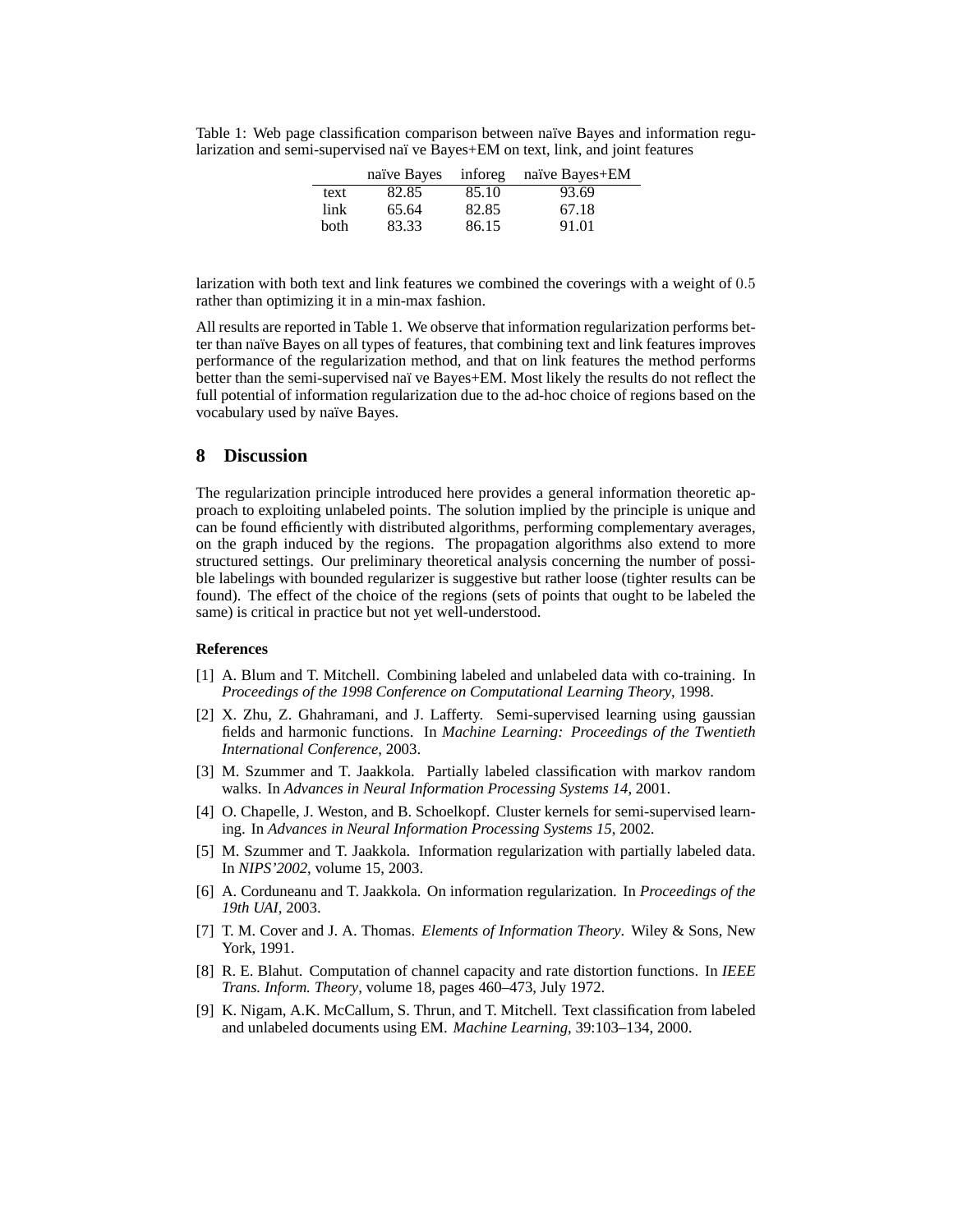Table 1: Web page classification comparison between naïve Bayes and information regularization and semi-supervised naï ve Bayes+EM on text, link, and joint features

| | naïve Bayes | inforeg | naïve Bayes+EM |
|---|---|---|---|
| text | 82.85 | 85.10 | 93.69 |
| link | 65.64 | 82.85 | 67.18 |
| both | 83.33 | 86.15 | 91.01 |

larization with both text and link features we combined the coverings with a weight of $0.5$ rather than optimizing it in a min-max fashion.

All results are reported in Table 1. We observe that information regularization performs better than naïve Bayes on all types of features, that combining text and link features improves performance of the regularization method, and that on link features the method performs better than the semi-supervised naï ve Bayes+EM. Most likely the results do not reflect the full potential of information regularization due to the ad-hoc choice of regions based on the vocabulary used by naïve Bayes.

## 8 Discussion

The regularization principle introduced here provides a general information theoretic approach to exploiting unlabeled points. The solution implied by the principle is unique and can be found efficiently with distributed algorithms, performing complementary averages, on the graph induced by the regions. The propagation algorithms also extend to more structured settings. Our preliminary theoretical analysis concerning the number of possible labelings with bounded regularizer is suggestive but rather loose (tighter results can be found). The effect of the choice of the regions (sets of points that ought to be labeled the same) is critical in practice but not yet well-understood.

### References

[1] A. Blum and T. Mitchell. Combining labeled and unlabeled data with co-training. In *Proceedings of the 1998 Conference on Computational Learning Theory*, 1998.

[2] X. Zhu, Z. Ghahramani, and J. Lafferty. Semi-supervised learning using gaussian fields and harmonic functions. In *Machine Learning: Proceedings of the Twentieth International Conference*, 2003.

[3] M. Szummer and T. Jaakkola. Partially labeled classification with markov random walks. In *Advances in Neural Information Processing Systems 14*, 2001.

[4] O. Chapelle, J. Weston, and B. Schoelkopf. Cluster kernels for semi-supervised learning. In *Advances in Neural Information Processing Systems 15*, 2002.

[5] M. Szummer and T. Jaakkola. Information regularization with partially labeled data. In *NIPS'2002*, volume 15, 2003.

[6] A. Corduneanu and T. Jaakkola. On information regularization. In *Proceedings of the 19th UAI*, 2003.

[7] T. M. Cover and J. A. Thomas. *Elements of Information Theory*. Wiley & Sons, New York, 1991.

[8] R. E. Blahut. Computation of channel capacity and rate distortion functions. In *IEEE Trans. Inform. Theory*, volume 18, pages 460–473, July 1972.

[9] K. Nigam, A.K. McCallum, S. Thrun, and T. Mitchell. Text classification from labeled and unlabeled documents using EM. *Machine Learning*, 39:103–134, 2000.